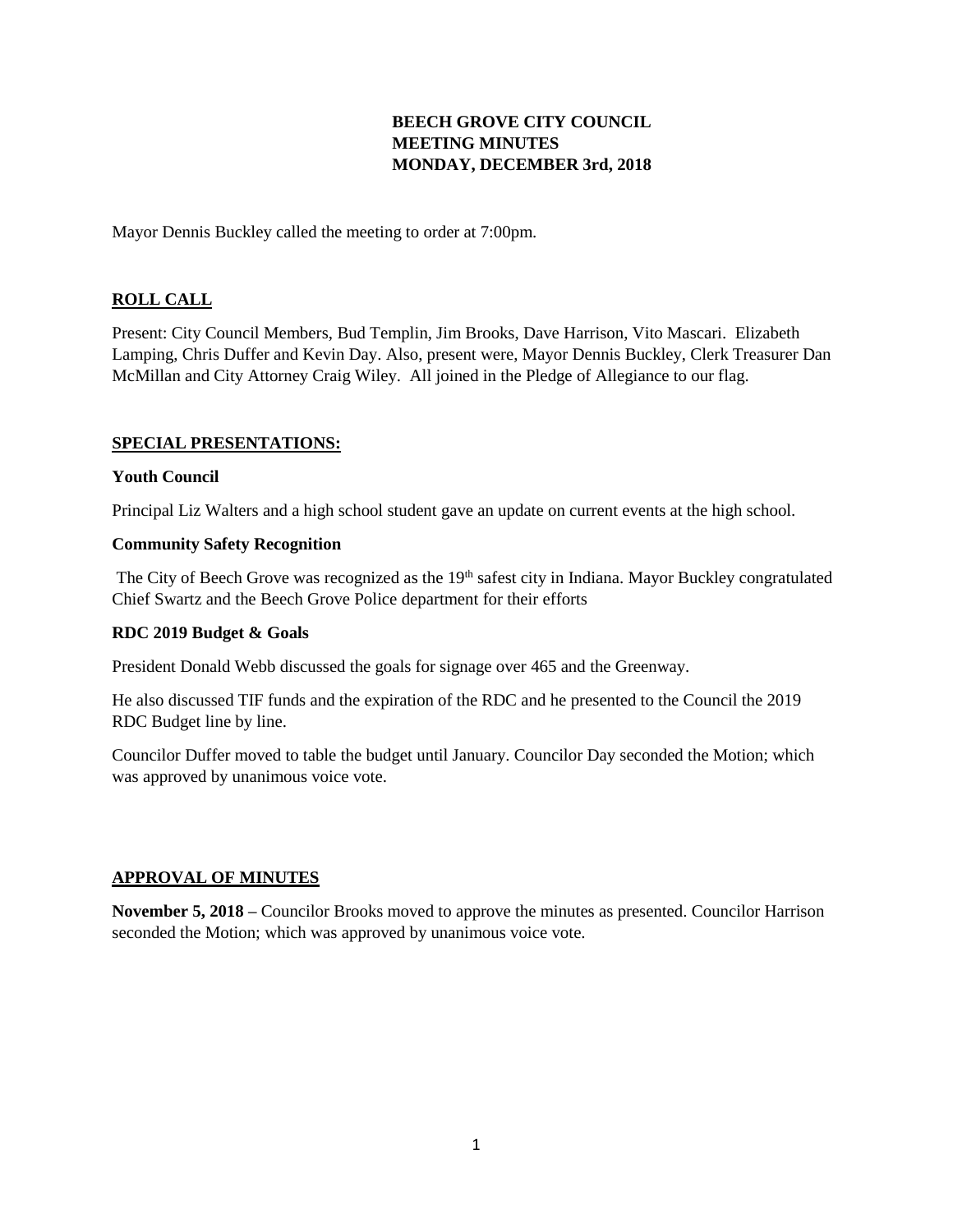# BEECH GROVE CITY COUNCIL
# MEETING MINUTES
# MONDAY, DECEMBER 3rd, 2018

Mayor Dennis Buckley called the meeting to order at 7:00pm.

## ROLL CALL

Present: City Council Members, Bud Templin, Jim Brooks, Dave Harrison, Vito Mascari. Elizabeth Lamping, Chris Duffer and Kevin Day. Also, present were, Mayor Dennis Buckley, Clerk Treasurer Dan McMillan and City Attorney Craig Wiley. All joined in the Pledge of Allegiance to our flag.

## SPECIAL PRESENTATIONS:

### Youth Council

Principal Liz Walters and a high school student gave an update on current events at the high school.

### Community Safety Recognition

The City of Beech Grove was recognized as the 19th safest city in Indiana. Mayor Buckley congratulated Chief Swartz and the Beech Grove Police department for their efforts

### RDC 2019 Budget & Goals

President Donald Webb discussed the goals for signage over 465 and the Greenway.

He also discussed TIF funds and the expiration of the RDC and he presented to the Council the 2019 RDC Budget line by line.

Councilor Duffer moved to table the budget until January. Councilor Day seconded the Motion; which was approved by unanimous voice vote.

## APPROVAL OF MINUTES

**November 5, 2018 –** Councilor Brooks moved to approve the minutes as presented. Councilor Harrison seconded the Motion; which was approved by unanimous voice vote.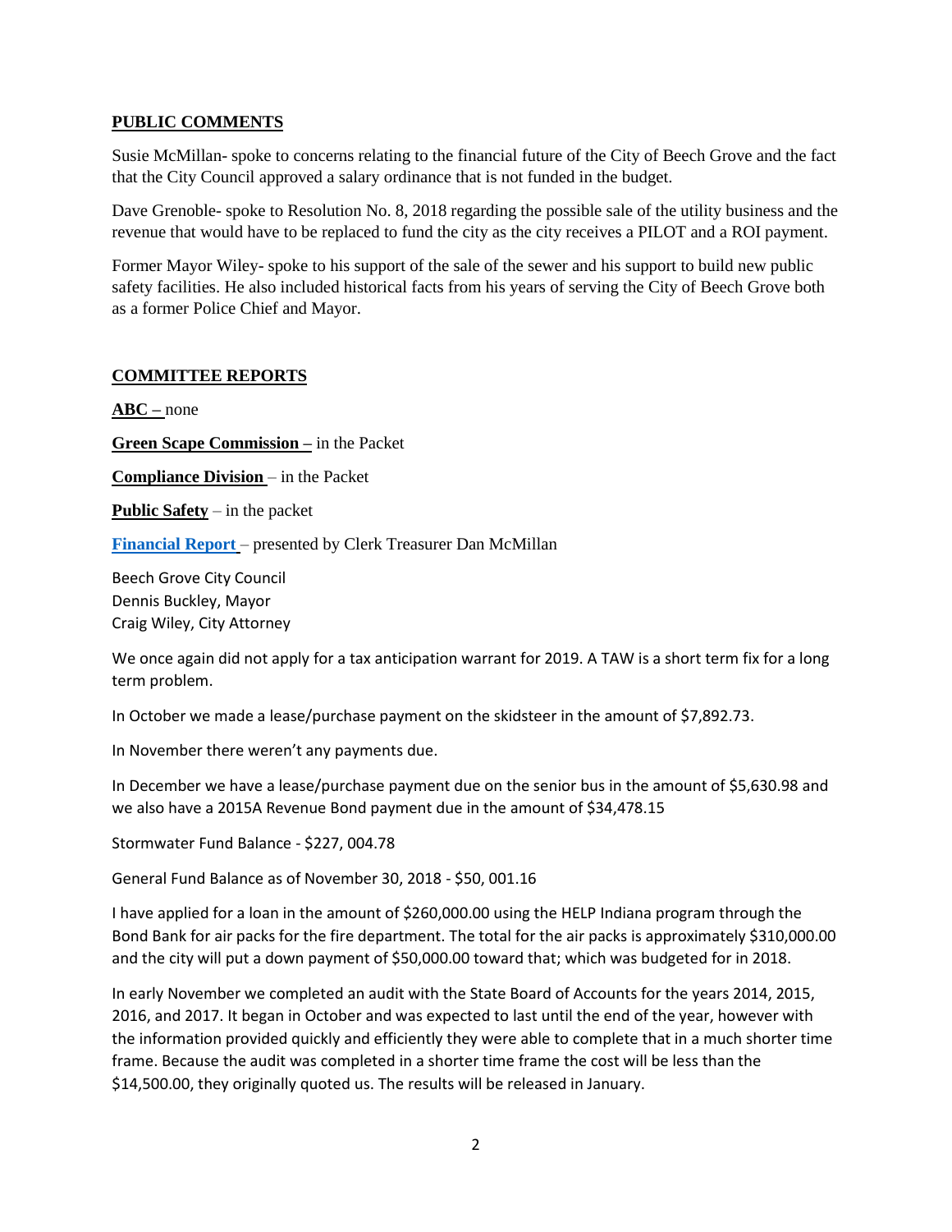## PUBLIC COMMENTS

Susie McMillan- spoke to concerns relating to the financial future of the City of Beech Grove and the fact that the City Council approved a salary ordinance that is not funded in the budget.

Dave Grenoble- spoke to Resolution No. 8, 2018 regarding the possible sale of the utility business and the revenue that would have to be replaced to fund the city as the city receives a PILOT and a ROI payment.

Former Mayor Wiley- spoke to his support of the sale of the sewer and his support to build new public safety facilities. He also included historical facts from his years of serving the City of Beech Grove both as a former Police Chief and Mayor.

## COMMITTEE REPORTS

**ABC –** none

**Green Scape Commission –** in the Packet

**Compliance Division** – in the Packet

**Public Safety** – in the packet

**Financial Report** – presented by Clerk Treasurer Dan McMillan

Beech Grove City Council
Dennis Buckley, Mayor
Craig Wiley, City Attorney

We once again did not apply for a tax anticipation warrant for 2019. A TAW is a short term fix for a long term problem.

In October we made a lease/purchase payment on the skidsteer in the amount of $7,892.73.

In November there weren't any payments due.

In December we have a lease/purchase payment due on the senior bus in the amount of $5,630.98 and we also have a 2015A Revenue Bond payment due in the amount of $34,478.15

Stormwater Fund Balance - $227, 004.78

General Fund Balance as of November 30, 2018 - $50, 001.16

I have applied for a loan in the amount of $260,000.00 using the HELP Indiana program through the Bond Bank for air packs for the fire department. The total for the air packs is approximately $310,000.00 and the city will put a down payment of $50,000.00 toward that; which was budgeted for in 2018.

In early November we completed an audit with the State Board of Accounts for the years 2014, 2015, 2016, and 2017. It began in October and was expected to last until the end of the year, however with the information provided quickly and efficiently they were able to complete that in a much shorter time frame. Because the audit was completed in a shorter time frame the cost will be less than the $14,500.00, they originally quoted us. The results will be released in January.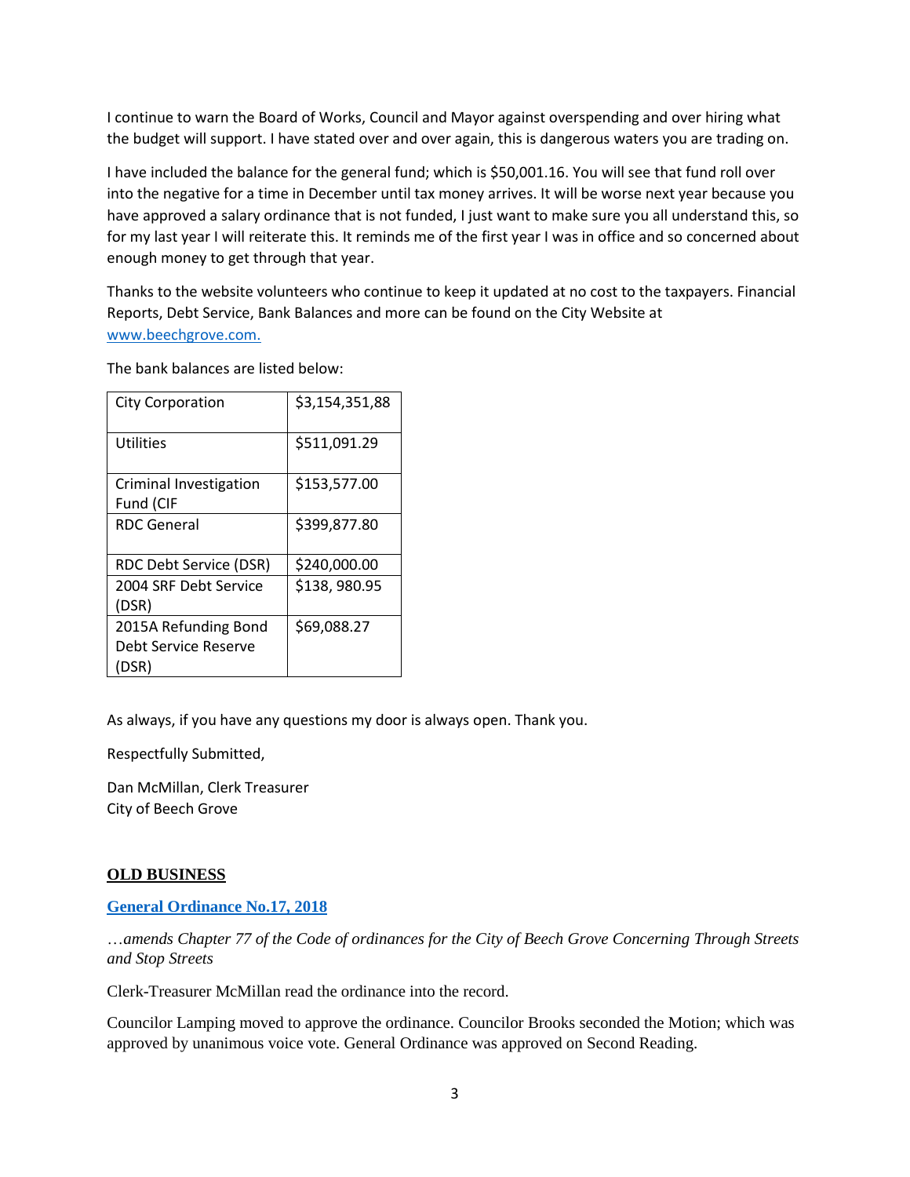I continue to warn the Board of Works, Council and Mayor against overspending and over hiring what the budget will support. I have stated over and over again, this is dangerous waters you are trading on.

I have included the balance for the general fund; which is $50,001.16. You will see that fund roll over into the negative for a time in December until tax money arrives. It will be worse next year because you have approved a salary ordinance that is not funded, I just want to make sure you all understand this, so for my last year I will reiterate this. It reminds me of the first year I was in office and so concerned about enough money to get through that year.

Thanks to the website volunteers who continue to keep it updated at no cost to the taxpayers. Financial Reports, Debt Service, Bank Balances and more can be found on the City Website at [www.beechgrove.com.](http://www.beechgrove.com)

The bank balances are listed below:

| | |
|---|---|
| City Corporation | $3,154,351,88 |
| Utilities | $511,091.29 |
| Criminal Investigation Fund (CIF | $153,577.00 |
| RDC General | $399,877.80 |
| RDC Debt Service (DSR) | $240,000.00 |
| 2004 SRF Debt Service (DSR) | $138, 980.95 |
| 2015A Refunding Bond Debt Service Reserve (DSR) | $69,088.27 |

As always, if you have any questions my door is always open. Thank you.

Respectfully Submitted,

Dan McMillan, Clerk Treasurer
City of Beech Grove

## OLD BUSINESS

### General Ordinance No.17, 2018

*…amends Chapter 77 of the Code of ordinances for the City of Beech Grove Concerning Through Streets and Stop Streets*

Clerk-Treasurer McMillan read the ordinance into the record.

Councilor Lamping moved to approve the ordinance. Councilor Brooks seconded the Motion; which was approved by unanimous voice vote. General Ordinance was approved on Second Reading.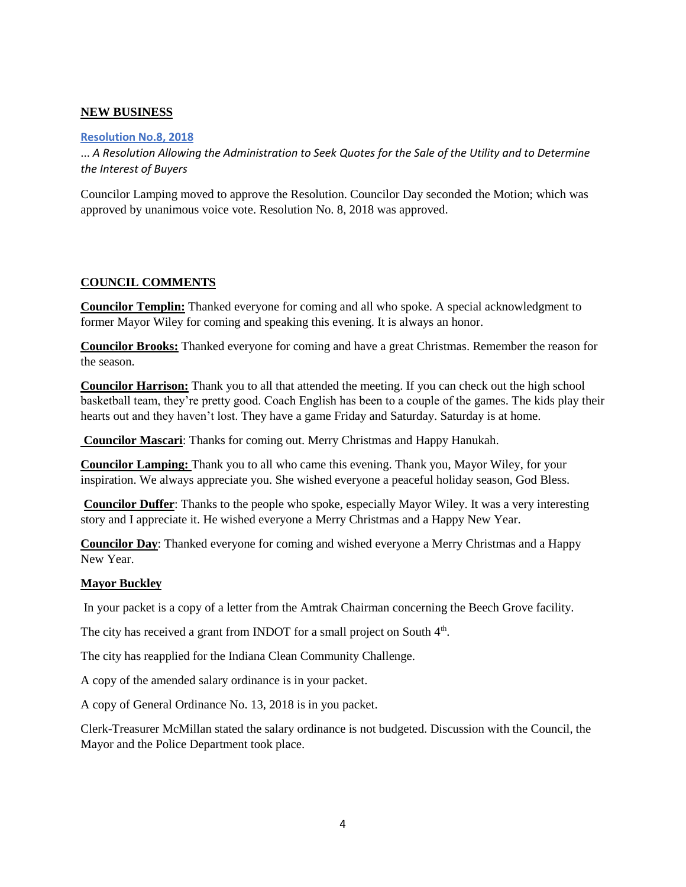## NEW BUSINESS

**Resolution No.8, 2018**

*... A Resolution Allowing the Administration to Seek Quotes for the Sale of the Utility and to Determine the Interest of Buyers*

Councilor Lamping moved to approve the Resolution. Councilor Day seconded the Motion; which was approved by unanimous voice vote. Resolution No. 8, 2018 was approved.

## COUNCIL COMMENTS

**Councilor Templin:** Thanked everyone for coming and all who spoke. A special acknowledgment to former Mayor Wiley for coming and speaking this evening. It is always an honor.

**Councilor Brooks:** Thanked everyone for coming and have a great Christmas. Remember the reason for the season.

**Councilor Harrison:** Thank you to all that attended the meeting. If you can check out the high school basketball team, they're pretty good. Coach English has been to a couple of the games. The kids play their hearts out and they haven't lost. They have a game Friday and Saturday. Saturday is at home.

**Councilor Mascari**: Thanks for coming out. Merry Christmas and Happy Hanukah.

**Councilor Lamping:** Thank you to all who came this evening. Thank you, Mayor Wiley, for your inspiration. We always appreciate you. She wished everyone a peaceful holiday season, God Bless.

**Councilor Duffer**: Thanks to the people who spoke, especially Mayor Wiley. It was a very interesting story and I appreciate it. He wished everyone a Merry Christmas and a Happy New Year.

**Councilor Day**: Thanked everyone for coming and wished everyone a Merry Christmas and a Happy New Year.

**Mayor Buckley**

In your packet is a copy of a letter from the Amtrak Chairman concerning the Beech Grove facility.

The city has received a grant from INDOT for a small project on South 4th.

The city has reapplied for the Indiana Clean Community Challenge.

A copy of the amended salary ordinance is in your packet.

A copy of General Ordinance No. 13, 2018 is in you packet.

Clerk-Treasurer McMillan stated the salary ordinance is not budgeted. Discussion with the Council, the Mayor and the Police Department took place.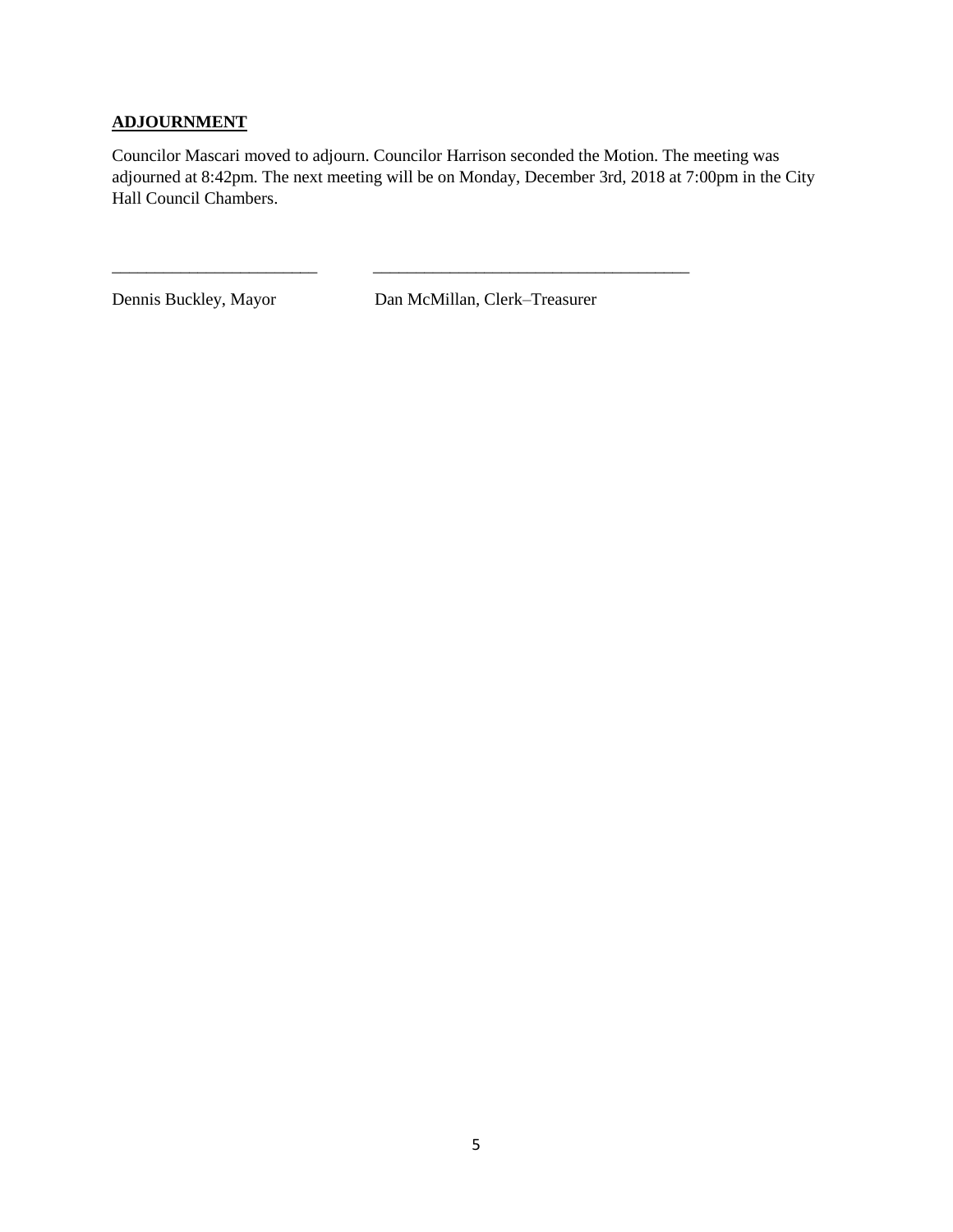**ADJOURNMENT**

Councilor Mascari moved to adjourn. Councilor Harrison seconded the Motion. The meeting was adjourned at 8:42pm. The next meeting will be on Monday, December 3rd, 2018 at 7:00pm in the City Hall Council Chambers.

________________________ ______________________________________

Dennis Buckley, Mayor Dan McMillan, Clerk–Treasurer